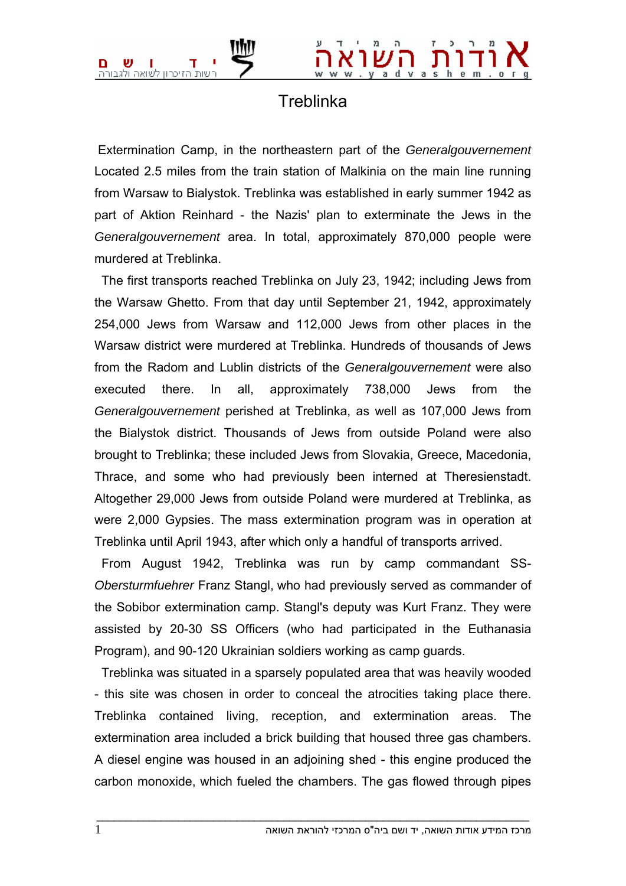# Treblinka

Extermination Camp, in the northeastern part of the *Generalgouvernement* Located 2.5 miles from the train station of Malkinia on the main line running from Warsaw to Bialystok. Treblinka was established in early summer 1942 as part of Aktion Reinhard - the Nazis' plan to exterminate the Jews in the *Generalgouvernement* area. In total, approximately 870,000 people were murdered at Treblinka.

The first transports reached Treblinka on July 23, 1942; including Jews from the Warsaw Ghetto. From that day until September 21, 1942, approximately 254,000 Jews from Warsaw and 112,000 Jews from other places in the Warsaw district were murdered at Treblinka. Hundreds of thousands of Jews from the Radom and Lublin districts of the *Generalgouvernement* were also executed there. In all, approximately 738,000 Jews from the *Generalgouvernement* perished at Treblinka, as well as 107,000 Jews from the Bialystok district. Thousands of Jews from outside Poland were also brought to Treblinka; these included Jews from Slovakia, Greece, Macedonia, Thrace, and some who had previously been interned at Theresienstadt. Altogether 29,000 Jews from outside Poland were murdered at Treblinka, as were 2,000 Gypsies. The mass extermination program was in operation at Treblinka until April 1943, after which only a handful of transports arrived.

From August 1942, Treblinka was run by camp commandant SS-*Obersturmfuehrer* Franz Stangl, who had previously served as commander of the Sobibor extermination camp. Stangl's deputy was Kurt Franz. They were assisted by 20-30 SS Officers (who had participated in the Euthanasia Program), and 90-120 Ukrainian soldiers working as camp guards.

Treblinka was situated in a sparsely populated area that was heavily wooded - this site was chosen in order to conceal the atrocities taking place there. Treblinka contained living, reception, and extermination areas. The extermination area included a brick building that housed three gas chambers. A diesel engine was housed in an adjoining shed - this engine produced the carbon monoxide, which fueled the chambers. The gas flowed through pipes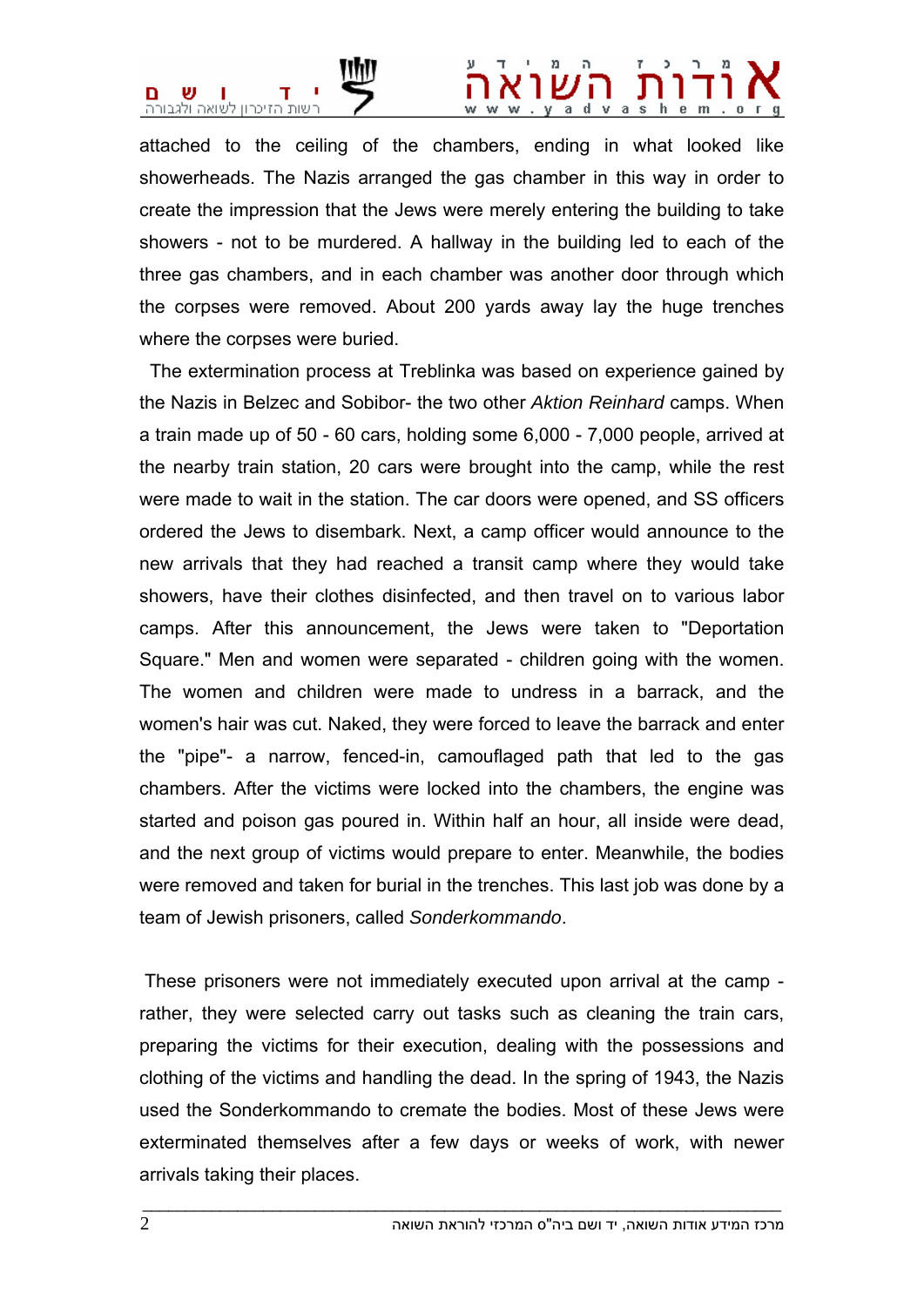attached to the ceiling of the chambers, ending in what looked like showerheads. The Nazis arranged the gas chamber in this way in order to create the impression that the Jews were merely entering the building to take showers - not to be murdered. A hallway in the building led to each of the three gas chambers, and in each chamber was another door through which the corpses were removed. About 200 yards away lay the huge trenches where the corpses were buried.

The extermination process at Treblinka was based on experience gained by the Nazis in Belzec and Sobibor- the two other *Aktion Reinhard* camps. When a train made up of 50 - 60 cars, holding some 6,000 - 7,000 people, arrived at the nearby train station, 20 cars were brought into the camp, while the rest were made to wait in the station. The car doors were opened, and SS officers ordered the Jews to disembark. Next, a camp officer would announce to the new arrivals that they had reached a transit camp where they would take showers, have their clothes disinfected, and then travel on to various labor camps. After this announcement, the Jews were taken to "Deportation Square." Men and women were separated - children going with the women. The women and children were made to undress in a barrack, and the women's hair was cut. Naked, they were forced to leave the barrack and enter the "pipe"- a narrow, fenced-in, camouflaged path that led to the gas chambers. After the victims were locked into the chambers, the engine was started and poison gas poured in. Within half an hour, all inside were dead, and the next group of victims would prepare to enter. Meanwhile, the bodies were removed and taken for burial in the trenches. This last job was done by a team of Jewish prisoners, called *Sonderkommando*.

These prisoners were not immediately executed upon arrival at the camp - rather, they were selected carry out tasks such as cleaning the train cars, preparing the victims for their execution, dealing with the possessions and clothing of the victims and handling the dead. In the spring of 1943, the Nazis used the Sonderkommando to cremate the bodies. Most of these Jews were exterminated themselves after a few days or weeks of work, with newer arrivals taking their places.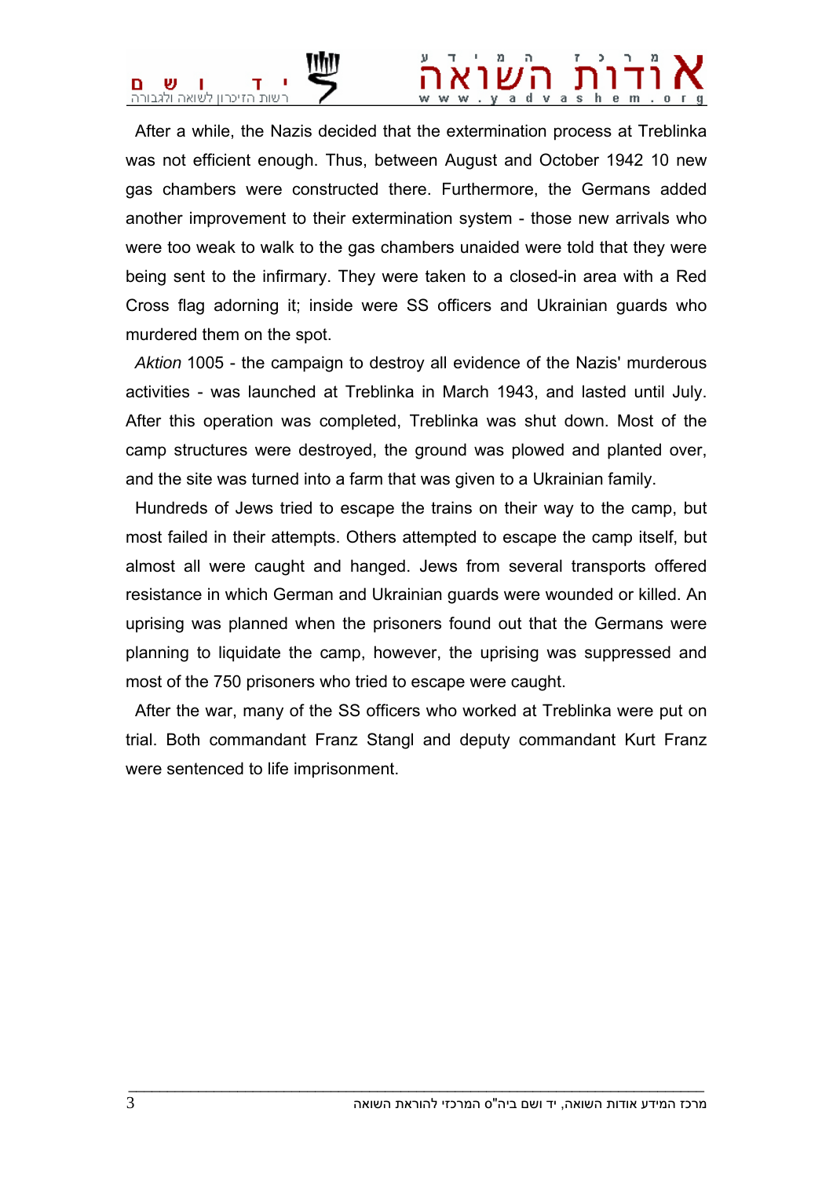After a while, the Nazis decided that the extermination process at Treblinka was not efficient enough. Thus, between August and October 1942 10 new gas chambers were constructed there. Furthermore, the Germans added another improvement to their extermination system - those new arrivals who were too weak to walk to the gas chambers unaided were told that they were being sent to the infirmary. They were taken to a closed-in area with a Red Cross flag adorning it; inside were SS officers and Ukrainian guards who murdered them on the spot.

*Aktion* 1005 - the campaign to destroy all evidence of the Nazis' murderous activities - was launched at Treblinka in March 1943, and lasted until July. After this operation was completed, Treblinka was shut down. Most of the camp structures were destroyed, the ground was plowed and planted over, and the site was turned into a farm that was given to a Ukrainian family.

Hundreds of Jews tried to escape the trains on their way to the camp, but most failed in their attempts. Others attempted to escape the camp itself, but almost all were caught and hanged. Jews from several transports offered resistance in which German and Ukrainian guards were wounded or killed. An uprising was planned when the prisoners found out that the Germans were planning to liquidate the camp, however, the uprising was suppressed and most of the 750 prisoners who tried to escape were caught.

After the war, many of the SS officers who worked at Treblinka were put on trial. Both commandant Franz Stangl and deputy commandant Kurt Franz were sentenced to life imprisonment.